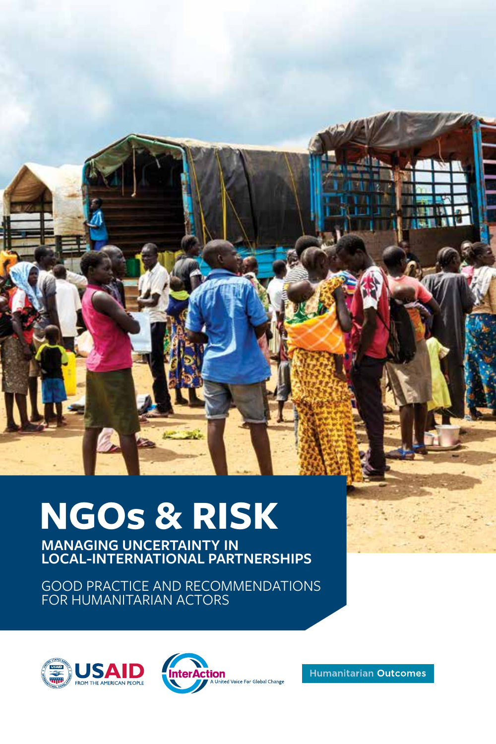# NGOs & RISK

## MANAGING UNCERTAINTY IN LOCAL-INTERNATIONAL PARTNERSHIPS

GOOD PRACTICE AND RECOMMENDATIONS FOR HUMANITARIAN ACTORS

USAID FROM THE AMERICAN PEOPLE

InterAction A United Voice For Global Change

Humanitarian Outcomes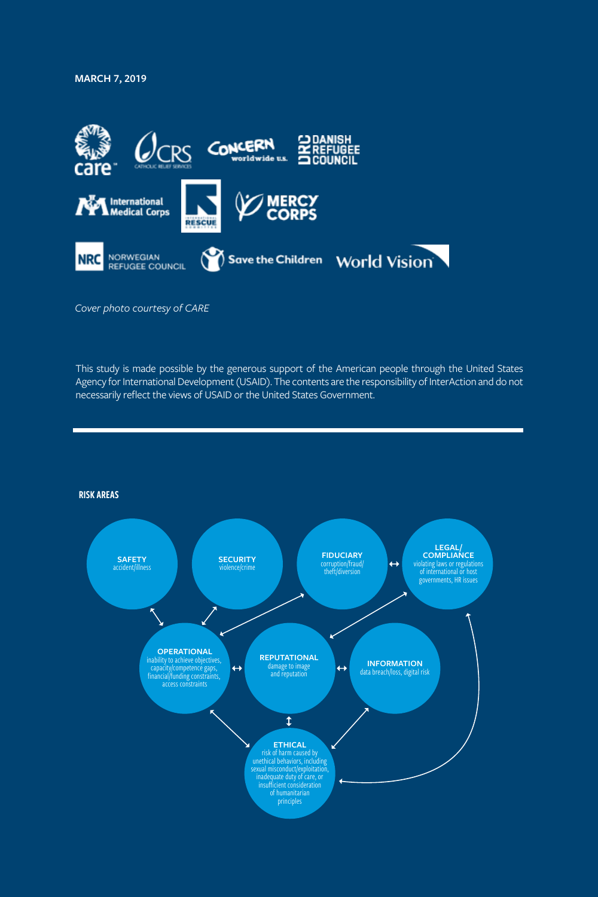MARCH 7, 2019

care · CRS Catholic Relief Services · Concern worldwide U.S. · DRC Danish Refugee Council · International Medical Corps · International Rescue Committee · Mercy Corps · NRC Norwegian Refugee Council · Save the Children · World Vision

*Cover photo courtesy of CARE*

This study is made possible by the generous support of the American people through the United States Agency for International Development (USAID). The contents are the responsibility of InterAction and do not necessarily reflect the views of USAID or the United States Government.

---

**RISK AREAS**

**SAFETY**
accident/illness

**SECURITY**
violence/crime

**FIDUCIARY**
corruption/fraud/theft/diversion

**LEGAL/COMPLIANCE**
violating laws or regulations of international or host governments, HR issues

**OPERATIONAL**
inability to achieve objectives, capacity/competence gaps, financial/funding constraints, access constraints

**REPUTATIONAL**
damage to image and reputation

**INFORMATION**
data breach/loss, digital risk

**ETHICAL**
risk of harm caused by unethical behaviors, including sexual misconduct/exploitation, inadequate duty of care, or insufficient consideration of humanitarian principles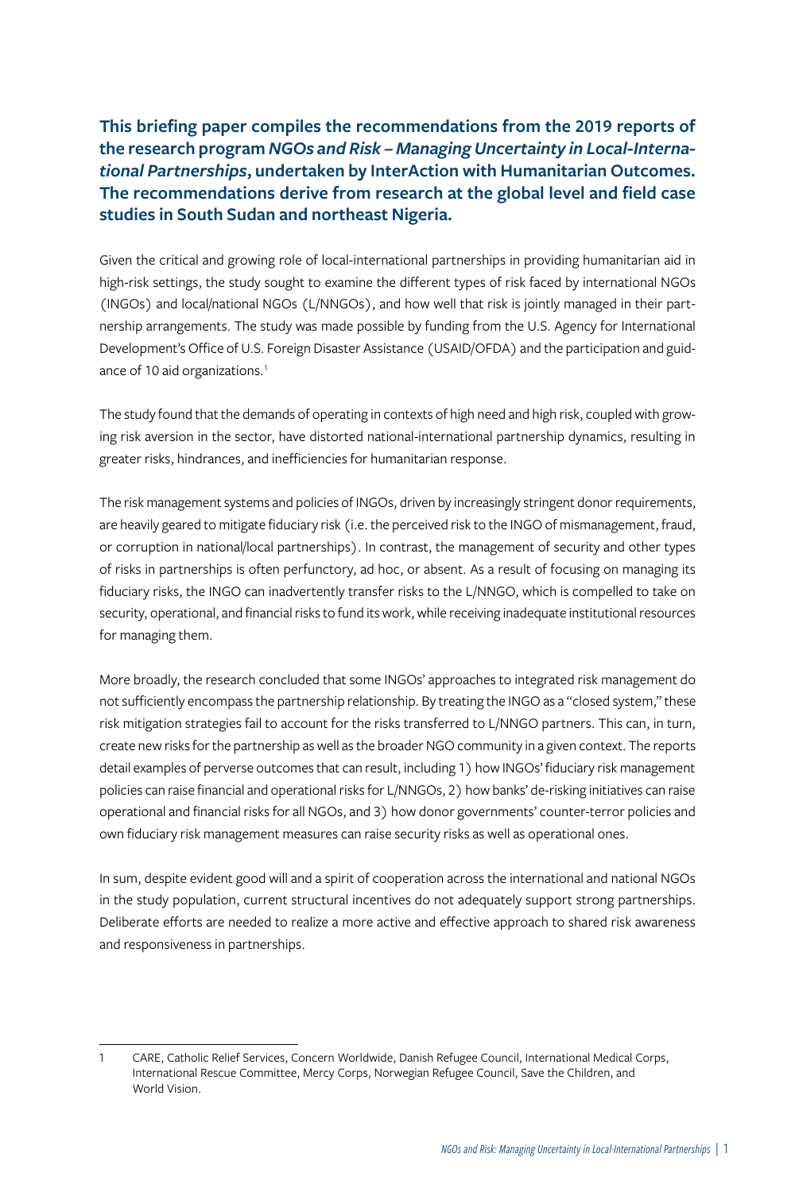**This briefing paper compiles the recommendations from the 2019 reports of the research program *NGOs and Risk – Managing Uncertainty in Local-International Partnerships*, undertaken by InterAction with Humanitarian Outcomes. The recommendations derive from research at the global level and field case studies in South Sudan and northeast Nigeria.**

Given the critical and growing role of local-international partnerships in providing humanitarian aid in high-risk settings, the study sought to examine the different types of risk faced by international NGOs (INGOs) and local/national NGOs (L/NNGOs), and how well that risk is jointly managed in their partnership arrangements. The study was made possible by funding from the U.S. Agency for International Development's Office of U.S. Foreign Disaster Assistance (USAID/OFDA) and the participation and guidance of 10 aid organizations.[1]

The study found that the demands of operating in contexts of high need and high risk, coupled with growing risk aversion in the sector, have distorted national-international partnership dynamics, resulting in greater risks, hindrances, and inefficiencies for humanitarian response.

The risk management systems and policies of INGOs, driven by increasingly stringent donor requirements, are heavily geared to mitigate fiduciary risk (i.e. the perceived risk to the INGO of mismanagement, fraud, or corruption in national/local partnerships). In contrast, the management of security and other types of risks in partnerships is often perfunctory, ad hoc, or absent. As a result of focusing on managing its fiduciary risks, the INGO can inadvertently transfer risks to the L/NNGO, which is compelled to take on security, operational, and financial risks to fund its work, while receiving inadequate institutional resources for managing them.

More broadly, the research concluded that some INGOs' approaches to integrated risk management do not sufficiently encompass the partnership relationship. By treating the INGO as a "closed system," these risk mitigation strategies fail to account for the risks transferred to L/NNGO partners. This can, in turn, create new risks for the partnership as well as the broader NGO community in a given context. The reports detail examples of perverse outcomes that can result, including 1) how INGOs' fiduciary risk management policies can raise financial and operational risks for L/NNGOs, 2) how banks' de-risking initiatives can raise operational and financial risks for all NGOs, and 3) how donor governments' counter-terror policies and own fiduciary risk management measures can raise security risks as well as operational ones.

In sum, despite evident good will and a spirit of cooperation across the international and national NGOs in the study population, current structural incentives do not adequately support strong partnerships. Deliberate efforts are needed to realize a more active and effective approach to shared risk awareness and responsiveness in partnerships.

---

1 CARE, Catholic Relief Services, Concern Worldwide, Danish Refugee Council, International Medical Corps, International Rescue Committee, Mercy Corps, Norwegian Refugee Council, Save the Children, and World Vision.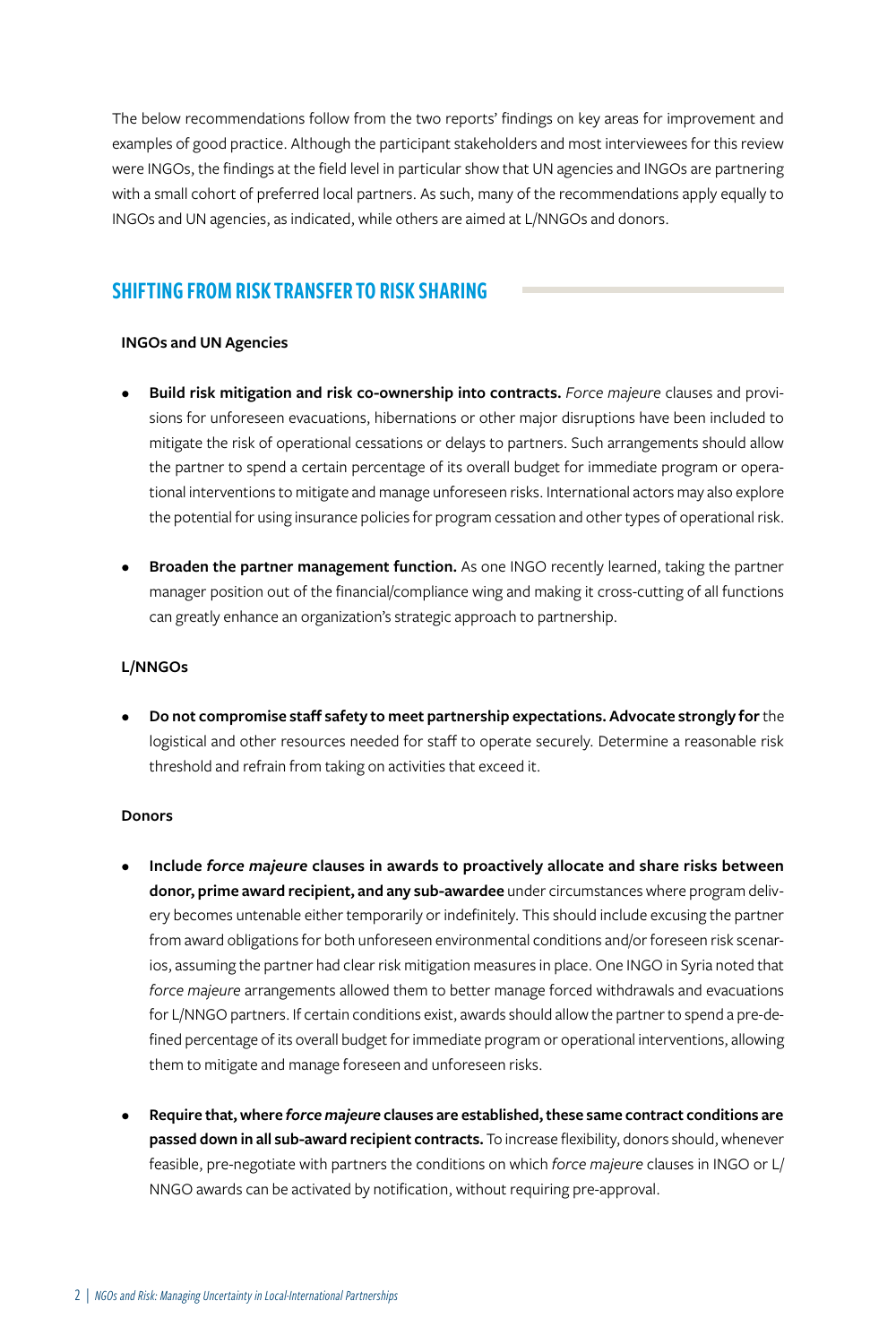The below recommendations follow from the two reports' findings on key areas for improvement and examples of good practice. Although the participant stakeholders and most interviewees for this review were INGOs, the findings at the field level in particular show that UN agencies and INGOs are partnering with a small cohort of preferred local partners. As such, many of the recommendations apply equally to INGOs and UN agencies, as indicated, while others are aimed at L/NNGOs and donors.

## SHIFTING FROM RISK TRANSFER TO RISK SHARING

### INGOs and UN Agencies

- **Build risk mitigation and risk co-ownership into contracts.** *Force majeure* clauses and provisions for unforeseen evacuations, hibernations or other major disruptions have been included to mitigate the risk of operational cessations or delays to partners. Such arrangements should allow the partner to spend a certain percentage of its overall budget for immediate program or operational interventions to mitigate and manage unforeseen risks. International actors may also explore the potential for using insurance policies for program cessation and other types of operational risk.

- **Broaden the partner management function.** As one INGO recently learned, taking the partner manager position out of the financial/compliance wing and making it cross-cutting of all functions can greatly enhance an organization's strategic approach to partnership.

### L/NNGOs

- **Do not compromise staff safety to meet partnership expectations. Advocate strongly for** the logistical and other resources needed for staff to operate securely. Determine a reasonable risk threshold and refrain from taking on activities that exceed it.

### Donors

- **Include *force majeure* clauses in awards to proactively allocate and share risks between donor, prime award recipient, and any sub-awardee** under circumstances where program delivery becomes untenable either temporarily or indefinitely. This should include excusing the partner from award obligations for both unforeseen environmental conditions and/or foreseen risk scenarios, assuming the partner had clear risk mitigation measures in place. One INGO in Syria noted that *force majeure* arrangements allowed them to better manage forced withdrawals and evacuations for L/NNGO partners. If certain conditions exist, awards should allow the partner to spend a pre-defined percentage of its overall budget for immediate program or operational interventions, allowing them to mitigate and manage foreseen and unforeseen risks.

- **Require that, where *force majeure* clauses are established, these same contract conditions are passed down in all sub-award recipient contracts.** To increase flexibility, donors should, whenever feasible, pre-negotiate with partners the conditions on which *force majeure* clauses in INGO or L/NNGO awards can be activated by notification, without requiring pre-approval.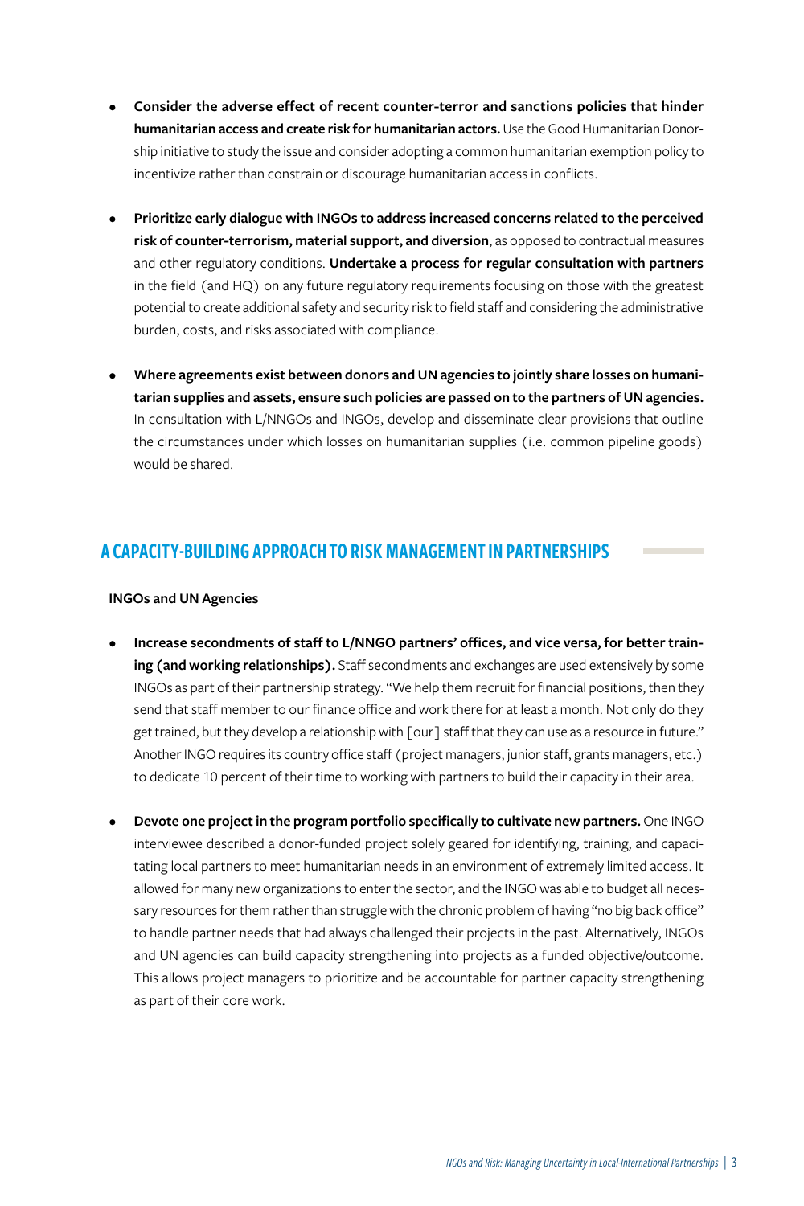- **Consider the adverse effect of recent counter-terror and sanctions policies that hinder humanitarian access and create risk for humanitarian actors.** Use the Good Humanitarian Donorship initiative to study the issue and consider adopting a common humanitarian exemption policy to incentivize rather than constrain or discourage humanitarian access in conflicts.

- **Prioritize early dialogue with INGOs to address increased concerns related to the perceived risk of counter-terrorism, material support, and diversion**, as opposed to contractual measures and other regulatory conditions. **Undertake a process for regular consultation with partners** in the field (and HQ) on any future regulatory requirements focusing on those with the greatest potential to create additional safety and security risk to field staff and considering the administrative burden, costs, and risks associated with compliance.

- **Where agreements exist between donors and UN agencies to jointly share losses on humanitarian supplies and assets, ensure such policies are passed on to the partners of UN agencies.** In consultation with L/NNGOs and INGOs, develop and disseminate clear provisions that outline the circumstances under which losses on humanitarian supplies (i.e. common pipeline goods) would be shared.

## A CAPACITY-BUILDING APPROACH TO RISK MANAGEMENT IN PARTNERSHIPS

**INGOs and UN Agencies**

- **Increase secondments of staff to L/NNGO partners' offices, and vice versa, for better training (and working relationships).** Staff secondments and exchanges are used extensively by some INGOs as part of their partnership strategy. "We help them recruit for financial positions, then they send that staff member to our finance office and work there for at least a month. Not only do they get trained, but they develop a relationship with [our] staff that they can use as a resource in future." Another INGO requires its country office staff (project managers, junior staff, grants managers, etc.) to dedicate 10 percent of their time to working with partners to build their capacity in their area.

- **Devote one project in the program portfolio specifically to cultivate new partners.** One INGO interviewee described a donor-funded project solely geared for identifying, training, and capacitating local partners to meet humanitarian needs in an environment of extremely limited access. It allowed for many new organizations to enter the sector, and the INGO was able to budget all necessary resources for them rather than struggle with the chronic problem of having "no big back office" to handle partner needs that had always challenged their projects in the past. Alternatively, INGOs and UN agencies can build capacity strengthening into projects as a funded objective/outcome. This allows project managers to prioritize and be accountable for partner capacity strengthening as part of their core work.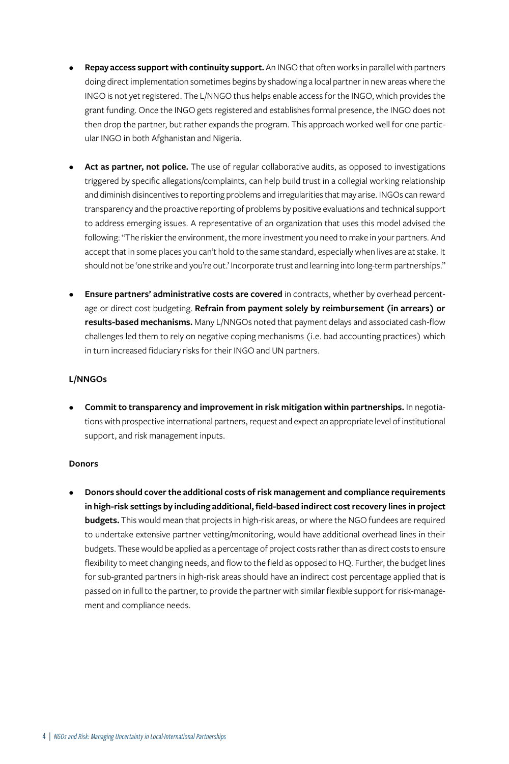- **Repay access support with continuity support.** An INGO that often works in parallel with partners doing direct implementation sometimes begins by shadowing a local partner in new areas where the INGO is not yet registered. The L/NNGO thus helps enable access for the INGO, which provides the grant funding. Once the INGO gets registered and establishes formal presence, the INGO does not then drop the partner, but rather expands the program. This approach worked well for one particular INGO in both Afghanistan and Nigeria.

- **Act as partner, not police.** The use of regular collaborative audits, as opposed to investigations triggered by specific allegations/complaints, can help build trust in a collegial working relationship and diminish disincentives to reporting problems and irregularities that may arise. INGOs can reward transparency and the proactive reporting of problems by positive evaluations and technical support to address emerging issues. A representative of an organization that uses this model advised the following: "The riskier the environment, the more investment you need to make in your partners. And accept that in some places you can't hold to the same standard, especially when lives are at stake. It should not be 'one strike and you're out.' Incorporate trust and learning into long-term partnerships."

- **Ensure partners' administrative costs are covered** in contracts, whether by overhead percentage or direct cost budgeting. **Refrain from payment solely by reimbursement (in arrears) or results-based mechanisms.** Many L/NNGOs noted that payment delays and associated cash-flow challenges led them to rely on negative coping mechanisms (i.e. bad accounting practices) which in turn increased fiduciary risks for their INGO and UN partners.

**L/NNGOs**

- **Commit to transparency and improvement in risk mitigation within partnerships.** In negotiations with prospective international partners, request and expect an appropriate level of institutional support, and risk management inputs.

**Donors**

- **Donors should cover the additional costs of risk management and compliance requirements in high-risk settings by including additional, field-based indirect cost recovery lines in project budgets.** This would mean that projects in high-risk areas, or where the NGO fundees are required to undertake extensive partner vetting/monitoring, would have additional overhead lines in their budgets. These would be applied as a percentage of project costs rather than as direct costs to ensure flexibility to meet changing needs, and flow to the field as opposed to HQ. Further, the budget lines for sub-granted partners in high-risk areas should have an indirect cost percentage applied that is passed on in full to the partner, to provide the partner with similar flexible support for risk-management and compliance needs.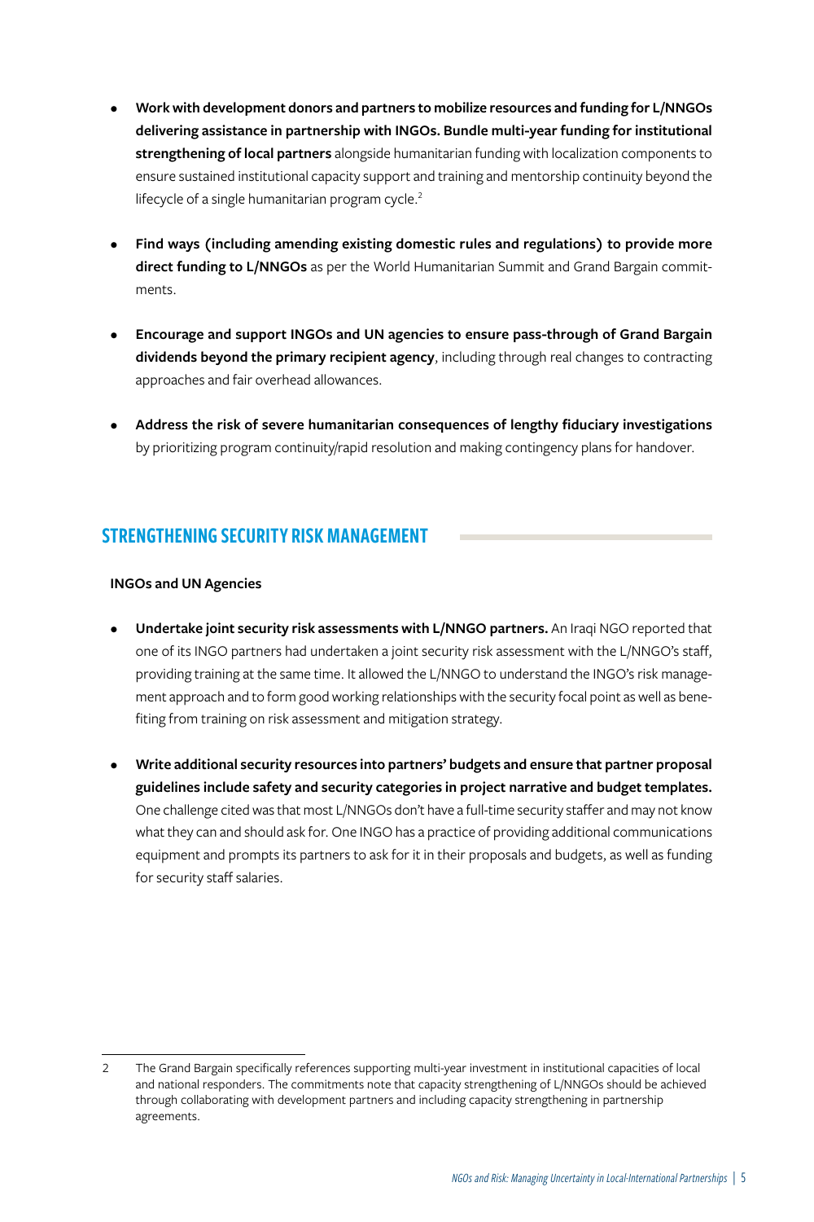- **Work with development donors and partners to mobilize resources and funding for L/NNGOs delivering assistance in partnership with INGOs. Bundle multi-year funding for institutional strengthening of local partners** alongside humanitarian funding with localization components to ensure sustained institutional capacity support and training and mentorship continuity beyond the lifecycle of a single humanitarian program cycle.[2]

- **Find ways (including amending existing domestic rules and regulations) to provide more direct funding to L/NNGOs** as per the World Humanitarian Summit and Grand Bargain commitments.

- **Encourage and support INGOs and UN agencies to ensure pass-through of Grand Bargain dividends beyond the primary recipient agency**, including through real changes to contracting approaches and fair overhead allowances.

- **Address the risk of severe humanitarian consequences of lengthy fiduciary investigations** by prioritizing program continuity/rapid resolution and making contingency plans for handover.

## STRENGTHENING SECURITY RISK MANAGEMENT

**INGOs and UN Agencies**

- **Undertake joint security risk assessments with L/NNGO partners.** An Iraqi NGO reported that one of its INGO partners had undertaken a joint security risk assessment with the L/NNGO's staff, providing training at the same time. It allowed the L/NNGO to understand the INGO's risk management approach and to form good working relationships with the security focal point as well as benefiting from training on risk assessment and mitigation strategy.

- **Write additional security resources into partners' budgets and ensure that partner proposal guidelines include safety and security categories in project narrative and budget templates.** One challenge cited was that most L/NNGOs don't have a full-time security staffer and may not know what they can and should ask for. One INGO has a practice of providing additional communications equipment and prompts its partners to ask for it in their proposals and budgets, as well as funding for security staff salaries.

---

2 The Grand Bargain specifically references supporting multi-year investment in institutional capacities of local and national responders. The commitments note that capacity strengthening of L/NNGOs should be achieved through collaborating with development partners and including capacity strengthening in partnership agreements.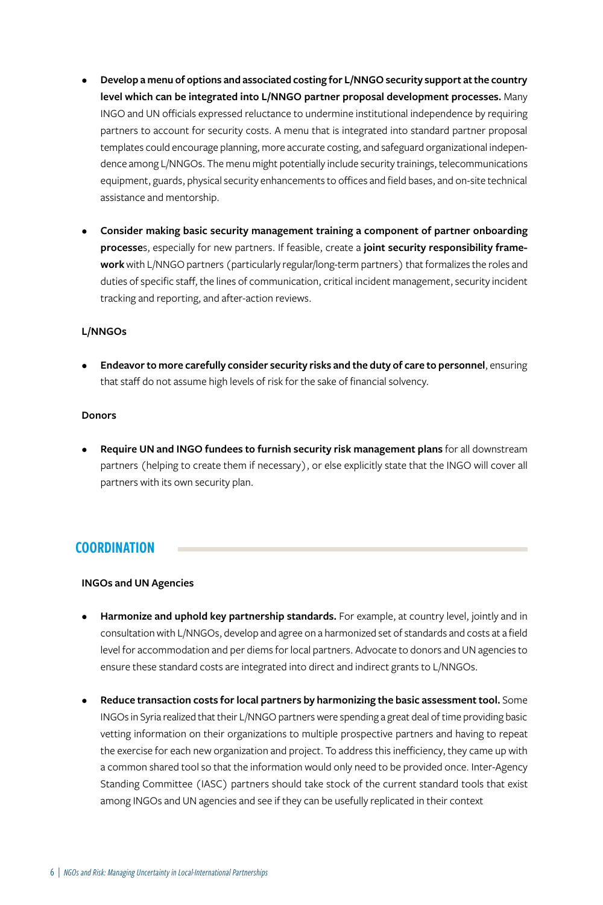- **Develop a menu of options and associated costing for L/NNGO security support at the country level which can be integrated into L/NNGO partner proposal development processes.** Many INGO and UN officials expressed reluctance to undermine institutional independence by requiring partners to account for security costs. A menu that is integrated into standard partner proposal templates could encourage planning, more accurate costing, and safeguard organizational independence among L/NNGOs. The menu might potentially include security trainings, telecommunications equipment, guards, physical security enhancements to offices and field bases, and on-site technical assistance and mentorship.

- **Consider making basic security management training a component of partner onboarding processe**s, especially for new partners. If feasible, create a **joint security responsibility framework** with L/NNGO partners (particularly regular/long-term partners) that formalizes the roles and duties of specific staff, the lines of communication, critical incident management, security incident tracking and reporting, and after-action reviews.

**L/NNGOs**

- **Endeavor to more carefully consider security risks and the duty of care to personnel**, ensuring that staff do not assume high levels of risk for the sake of financial solvency.

**Donors**

- **Require UN and INGO fundees to furnish security risk management plans** for all downstream partners (helping to create them if necessary), or else explicitly state that the INGO will cover all partners with its own security plan.

## COORDINATION

**INGOs and UN Agencies**

- **Harmonize and uphold key partnership standards.** For example, at country level, jointly and in consultation with L/NNGOs, develop and agree on a harmonized set of standards and costs at a field level for accommodation and per diems for local partners. Advocate to donors and UN agencies to ensure these standard costs are integrated into direct and indirect grants to L/NNGOs.

- **Reduce transaction costs for local partners by harmonizing the basic assessment tool.** Some INGOs in Syria realized that their L/NNGO partners were spending a great deal of time providing basic vetting information on their organizations to multiple prospective partners and having to repeat the exercise for each new organization and project. To address this inefficiency, they came up with a common shared tool so that the information would only need to be provided once. Inter-Agency Standing Committee (IASC) partners should take stock of the current standard tools that exist among INGOs and UN agencies and see if they can be usefully replicated in their context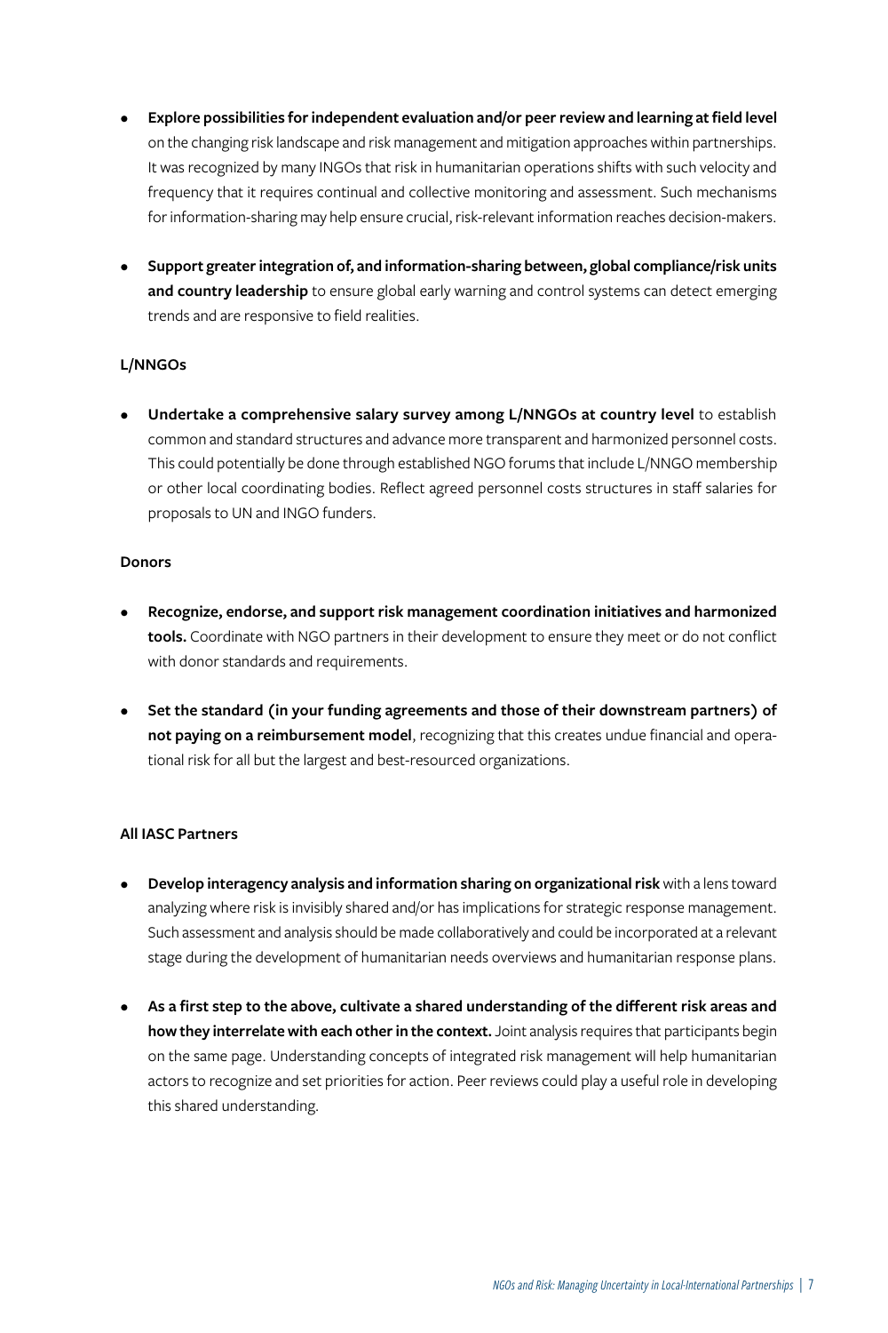- **Explore possibilities for independent evaluation and/or peer review and learning at field level** on the changing risk landscape and risk management and mitigation approaches within partnerships. It was recognized by many INGOs that risk in humanitarian operations shifts with such velocity and frequency that it requires continual and collective monitoring and assessment. Such mechanisms for information-sharing may help ensure crucial, risk-relevant information reaches decision-makers.

- **Support greater integration of, and information-sharing between, global compliance/risk units and country leadership** to ensure global early warning and control systems can detect emerging trends and are responsive to field realities.

**L/NNGOs**

- **Undertake a comprehensive salary survey among L/NNGOs at country level** to establish common and standard structures and advance more transparent and harmonized personnel costs. This could potentially be done through established NGO forums that include L/NNGO membership or other local coordinating bodies. Reflect agreed personnel costs structures in staff salaries for proposals to UN and INGO funders.

**Donors**

- **Recognize, endorse, and support risk management coordination initiatives and harmonized tools.** Coordinate with NGO partners in their development to ensure they meet or do not conflict with donor standards and requirements.

- **Set the standard (in your funding agreements and those of their downstream partners) of not paying on a reimbursement model**, recognizing that this creates undue financial and operational risk for all but the largest and best-resourced organizations.

**All IASC Partners**

- **Develop interagency analysis and information sharing on organizational risk** with a lens toward analyzing where risk is invisibly shared and/or has implications for strategic response management. Such assessment and analysis should be made collaboratively and could be incorporated at a relevant stage during the development of humanitarian needs overviews and humanitarian response plans.

- **As a first step to the above, cultivate a shared understanding of the different risk areas and how they interrelate with each other in the context.** Joint analysis requires that participants begin on the same page. Understanding concepts of integrated risk management will help humanitarian actors to recognize and set priorities for action. Peer reviews could play a useful role in developing this shared understanding.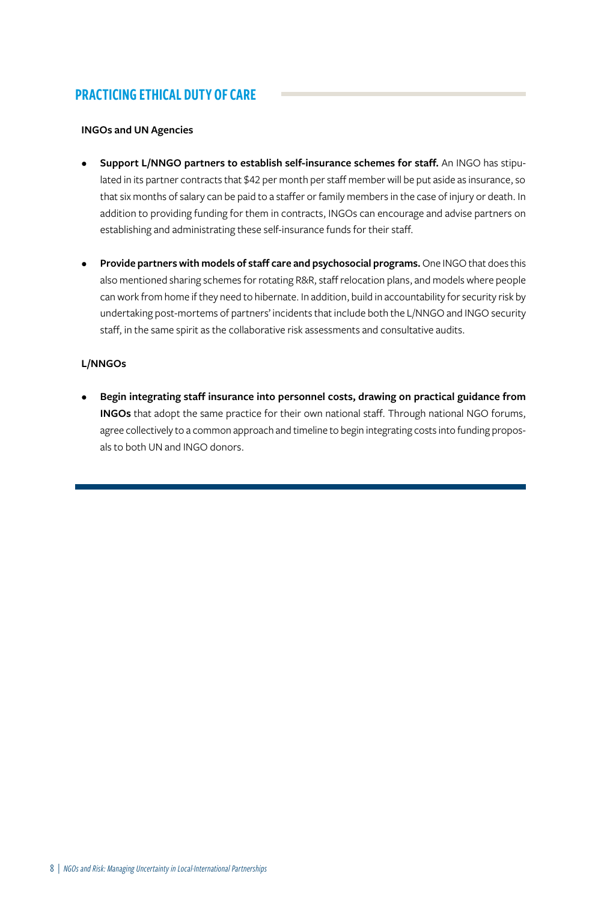## PRACTICING ETHICAL DUTY OF CARE

### INGOs and UN Agencies

- **Support L/NNGO partners to establish self-insurance schemes for staff.** An INGO has stipulated in its partner contracts that $42 per month per staff member will be put aside as insurance, so that six months of salary can be paid to a staffer or family members in the case of injury or death. In addition to providing funding for them in contracts, INGOs can encourage and advise partners on establishing and administrating these self-insurance funds for their staff.
- **Provide partners with models of staff care and psychosocial programs.** One INGO that does this also mentioned sharing schemes for rotating R&R, staff relocation plans, and models where people can work from home if they need to hibernate. In addition, build in accountability for security risk by undertaking post-mortems of partners' incidents that include both the L/NNGO and INGO security staff, in the same spirit as the collaborative risk assessments and consultative audits.

### L/NNGOs

- **Begin integrating staff insurance into personnel costs, drawing on practical guidance from INGOs** that adopt the same practice for their own national staff. Through national NGO forums, agree collectively to a common approach and timeline to begin integrating costs into funding proposals to both UN and INGO donors.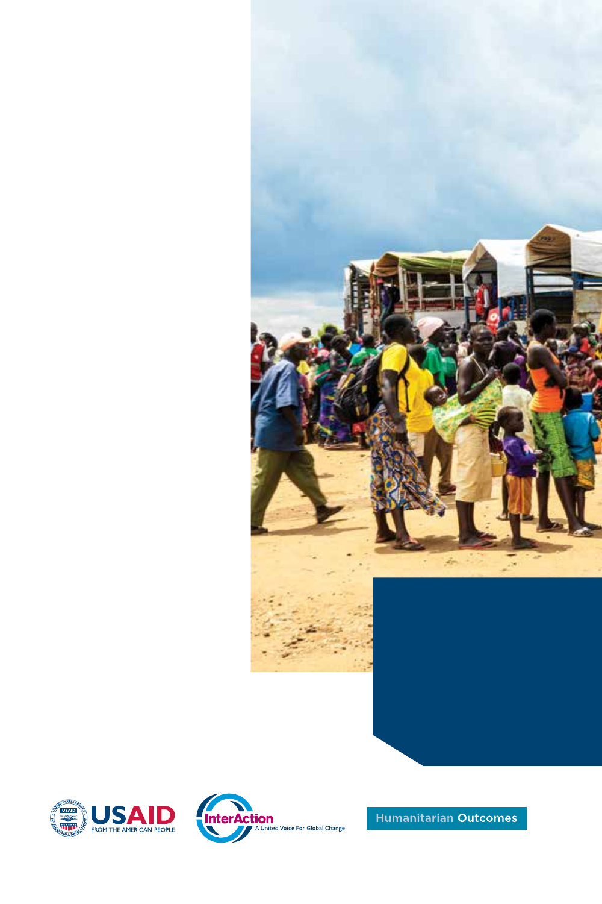USAID FROM THE AMERICAN PEOPLE

InterAction A United Voice For Global Change

Humanitarian Outcomes